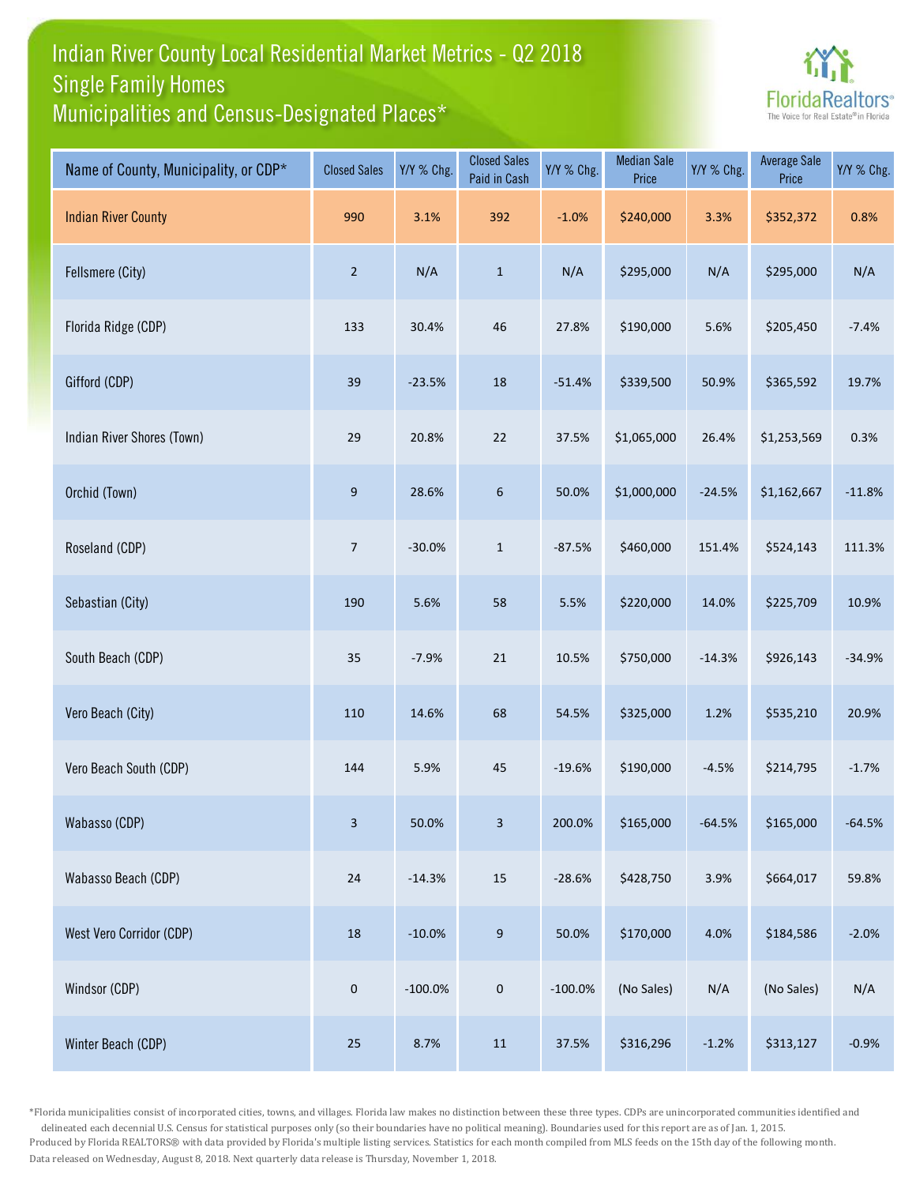# Indian River County Local Residential Market Metrics - Q2 2018
## Single Family Homes
## Municipalities and Census-Designated Places*

FloridaRealtors® The Voice for Real Estate® in Florida

| Name of County, Municipality, or CDP* | Closed Sales | Y/Y % Chg. | Closed Sales Paid in Cash | Y/Y % Chg. | Median Sale Price | Y/Y % Chg. | Average Sale Price | Y/Y % Chg. |
|---|---|---|---|---|---|---|---|---|
| Indian River County | 990 | 3.1% | 392 | -1.0% | $240,000 | 3.3% | $352,372 | 0.8% |
| Fellsmere (City) | 2 | N/A | 1 | N/A | $295,000 | N/A | $295,000 | N/A |
| Florida Ridge (CDP) | 133 | 30.4% | 46 | 27.8% | $190,000 | 5.6% | $205,450 | -7.4% |
| Gifford (CDP) | 39 | -23.5% | 18 | -51.4% | $339,500 | 50.9% | $365,592 | 19.7% |
| Indian River Shores (Town) | 29 | 20.8% | 22 | 37.5% | $1,065,000 | 26.4% | $1,253,569 | 0.3% |
| Orchid (Town) | 9 | 28.6% | 6 | 50.0% | $1,000,000 | -24.5% | $1,162,667 | -11.8% |
| Roseland (CDP) | 7 | -30.0% | 1 | -87.5% | $460,000 | 151.4% | $524,143 | 111.3% |
| Sebastian (City) | 190 | 5.6% | 58 | 5.5% | $220,000 | 14.0% | $225,709 | 10.9% |
| South Beach (CDP) | 35 | -7.9% | 21 | 10.5% | $750,000 | -14.3% | $926,143 | -34.9% |
| Vero Beach (City) | 110 | 14.6% | 68 | 54.5% | $325,000 | 1.2% | $535,210 | 20.9% |
| Vero Beach South (CDP) | 144 | 5.9% | 45 | -19.6% | $190,000 | -4.5% | $214,795 | -1.7% |
| Wabasso (CDP) | 3 | 50.0% | 3 | 200.0% | $165,000 | -64.5% | $165,000 | -64.5% |
| Wabasso Beach (CDP) | 24 | -14.3% | 15 | -28.6% | $428,750 | 3.9% | $664,017 | 59.8% |
| West Vero Corridor (CDP) | 18 | -10.0% | 9 | 50.0% | $170,000 | 4.0% | $184,586 | -2.0% |
| Windsor (CDP) | 0 | -100.0% | 0 | -100.0% | (No Sales) | N/A | (No Sales) | N/A |
| Winter Beach (CDP) | 25 | 8.7% | 11 | 37.5% | $316,296 | -1.2% | $313,127 | -0.9% |

*Florida municipalities consist of incorporated cities, towns, and villages. Florida law makes no distinction between these three types. CDPs are unincorporated communities identified and delineated each decennial U.S. Census for statistical purposes only (so their boundaries have no political meaning). Boundaries used for this report are as of Jan. 1, 2015.

Produced by Florida REALTORS® with data provided by Florida's multiple listing services. Statistics for each month compiled from MLS feeds on the 15th day of the following month.

Data released on Wednesday, August 8, 2018. Next quarterly data release is Thursday, November 1, 2018.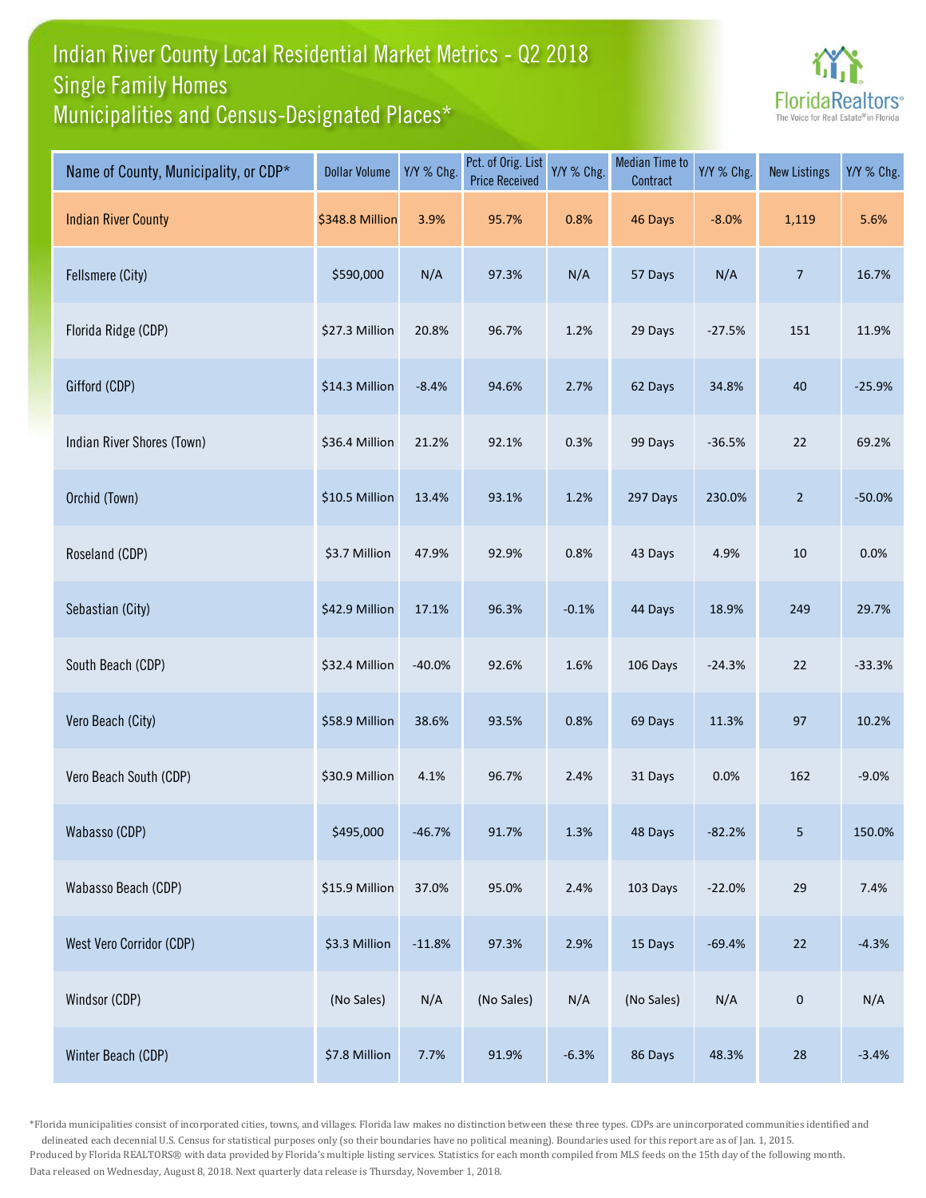# Indian River County Local Residential Market Metrics - Q2 2018
## Single Family Homes
## Municipalities and Census-Designated Places*

| Name of County, Municipality, or CDP* | Dollar Volume | Y/Y % Chg. | Pct. of Orig. List Price Received | Y/Y % Chg. | Median Time to Contract | Y/Y % Chg. | New Listings | Y/Y % Chg. |
|---|---|---|---|---|---|---|---|---|
| Indian River County | $348.8 Million | 3.9% | 95.7% | 0.8% | 46 Days | -8.0% | 1,119 | 5.6% |
| Fellsmere (City) | $590,000 | N/A | 97.3% | N/A | 57 Days | N/A | 7 | 16.7% |
| Florida Ridge (CDP) | $27.3 Million | 20.8% | 96.7% | 1.2% | 29 Days | -27.5% | 151 | 11.9% |
| Gifford (CDP) | $14.3 Million | -8.4% | 94.6% | 2.7% | 62 Days | 34.8% | 40 | -25.9% |
| Indian River Shores (Town) | $36.4 Million | 21.2% | 92.1% | 0.3% | 99 Days | -36.5% | 22 | 69.2% |
| Orchid (Town) | $10.5 Million | 13.4% | 93.1% | 1.2% | 297 Days | 230.0% | 2 | -50.0% |
| Roseland (CDP) | $3.7 Million | 47.9% | 92.9% | 0.8% | 43 Days | 4.9% | 10 | 0.0% |
| Sebastian (City) | $42.9 Million | 17.1% | 96.3% | -0.1% | 44 Days | 18.9% | 249 | 29.7% |
| South Beach (CDP) | $32.4 Million | -40.0% | 92.6% | 1.6% | 106 Days | -24.3% | 22 | -33.3% |
| Vero Beach (City) | $58.9 Million | 38.6% | 93.5% | 0.8% | 69 Days | 11.3% | 97 | 10.2% |
| Vero Beach South (CDP) | $30.9 Million | 4.1% | 96.7% | 2.4% | 31 Days | 0.0% | 162 | -9.0% |
| Wabasso (CDP) | $495,000 | -46.7% | 91.7% | 1.3% | 48 Days | -82.2% | 5 | 150.0% |
| Wabasso Beach (CDP) | $15.9 Million | 37.0% | 95.0% | 2.4% | 103 Days | -22.0% | 29 | 7.4% |
| West Vero Corridor (CDP) | $3.3 Million | -11.8% | 97.3% | 2.9% | 15 Days | -69.4% | 22 | -4.3% |
| Windsor (CDP) | (No Sales) | N/A | (No Sales) | N/A | (No Sales) | N/A | 0 | N/A |
| Winter Beach (CDP) | $7.8 Million | 7.7% | 91.9% | -6.3% | 86 Days | 48.3% | 28 | -3.4% |

*Florida municipalities consist of incorporated cities, towns, and villages. Florida law makes no distinction between these three types. CDPs are unincorporated communities identified and delineated each decennial U.S. Census for statistical purposes only (so their boundaries have no political meaning). Boundaries used for this report are as of Jan. 1, 2015.

Produced by Florida REALTORS® with data provided by Florida's multiple listing services. Statistics for each month compiled from MLS feeds on the 15th day of the following month.

Data released on Wednesday, August 8, 2018. Next quarterly data release is Thursday, November 1, 2018.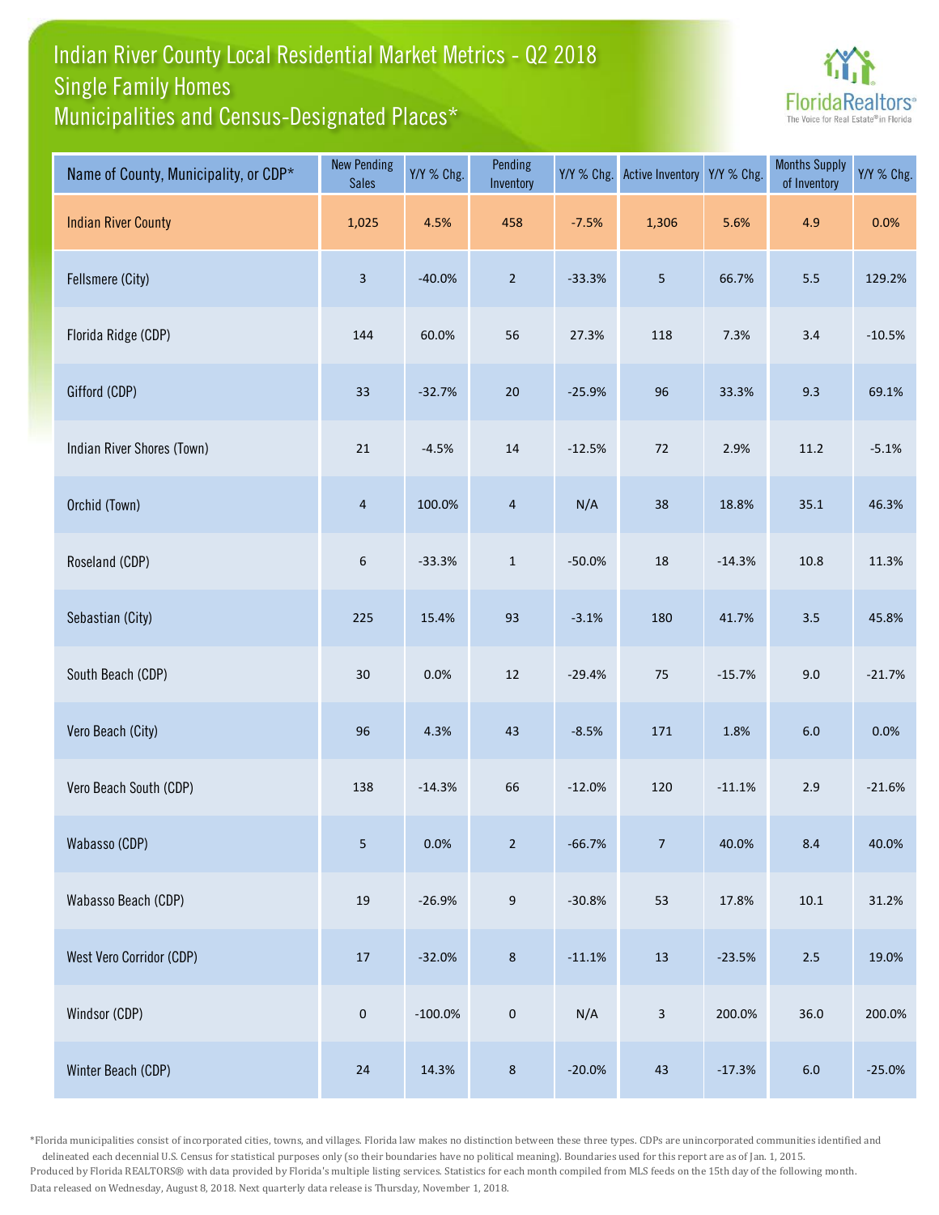# Indian River County Local Residential Market Metrics - Q2 2018
## Single Family Homes
## Municipalities and Census-Designated Places*

| Name of County, Municipality, or CDP* | New Pending Sales | Y/Y % Chg. | Pending Inventory | Y/Y % Chg. | Active Inventory | Y/Y % Chg. | Months Supply of Inventory | Y/Y % Chg. |
|---|---|---|---|---|---|---|---|---|
| Indian River County | 1,025 | 4.5% | 458 | -7.5% | 1,306 | 5.6% | 4.9 | 0.0% |
| Fellsmere (City) | 3 | -40.0% | 2 | -33.3% | 5 | 66.7% | 5.5 | 129.2% |
| Florida Ridge (CDP) | 144 | 60.0% | 56 | 27.3% | 118 | 7.3% | 3.4 | -10.5% |
| Gifford (CDP) | 33 | -32.7% | 20 | -25.9% | 96 | 33.3% | 9.3 | 69.1% |
| Indian River Shores (Town) | 21 | -4.5% | 14 | -12.5% | 72 | 2.9% | 11.2 | -5.1% |
| Orchid (Town) | 4 | 100.0% | 4 | N/A | 38 | 18.8% | 35.1 | 46.3% |
| Roseland (CDP) | 6 | -33.3% | 1 | -50.0% | 18 | -14.3% | 10.8 | 11.3% |
| Sebastian (City) | 225 | 15.4% | 93 | -3.1% | 180 | 41.7% | 3.5 | 45.8% |
| South Beach (CDP) | 30 | 0.0% | 12 | -29.4% | 75 | -15.7% | 9.0 | -21.7% |
| Vero Beach (City) | 96 | 4.3% | 43 | -8.5% | 171 | 1.8% | 6.0 | 0.0% |
| Vero Beach South (CDP) | 138 | -14.3% | 66 | -12.0% | 120 | -11.1% | 2.9 | -21.6% |
| Wabasso (CDP) | 5 | 0.0% | 2 | -66.7% | 7 | 40.0% | 8.4 | 40.0% |
| Wabasso Beach (CDP) | 19 | -26.9% | 9 | -30.8% | 53 | 17.8% | 10.1 | 31.2% |
| West Vero Corridor (CDP) | 17 | -32.0% | 8 | -11.1% | 13 | -23.5% | 2.5 | 19.0% |
| Windsor (CDP) | 0 | -100.0% | 0 | N/A | 3 | 200.0% | 36.0 | 200.0% |
| Winter Beach (CDP) | 24 | 14.3% | 8 | -20.0% | 43 | -17.3% | 6.0 | -25.0% |

*Florida municipalities consist of incorporated cities, towns, and villages. Florida law makes no distinction between these three types. CDPs are unincorporated communities identified and delineated each decennial U.S. Census for statistical purposes only (so their boundaries have no political meaning). Boundaries used for this report are as of Jan. 1, 2015.

Produced by Florida REALTORS® with data provided by Florida's multiple listing services. Statistics for each month compiled from MLS feeds on the 15th day of the following month.

Data released on Wednesday, August 8, 2018. Next quarterly data release is Thursday, November 1, 2018.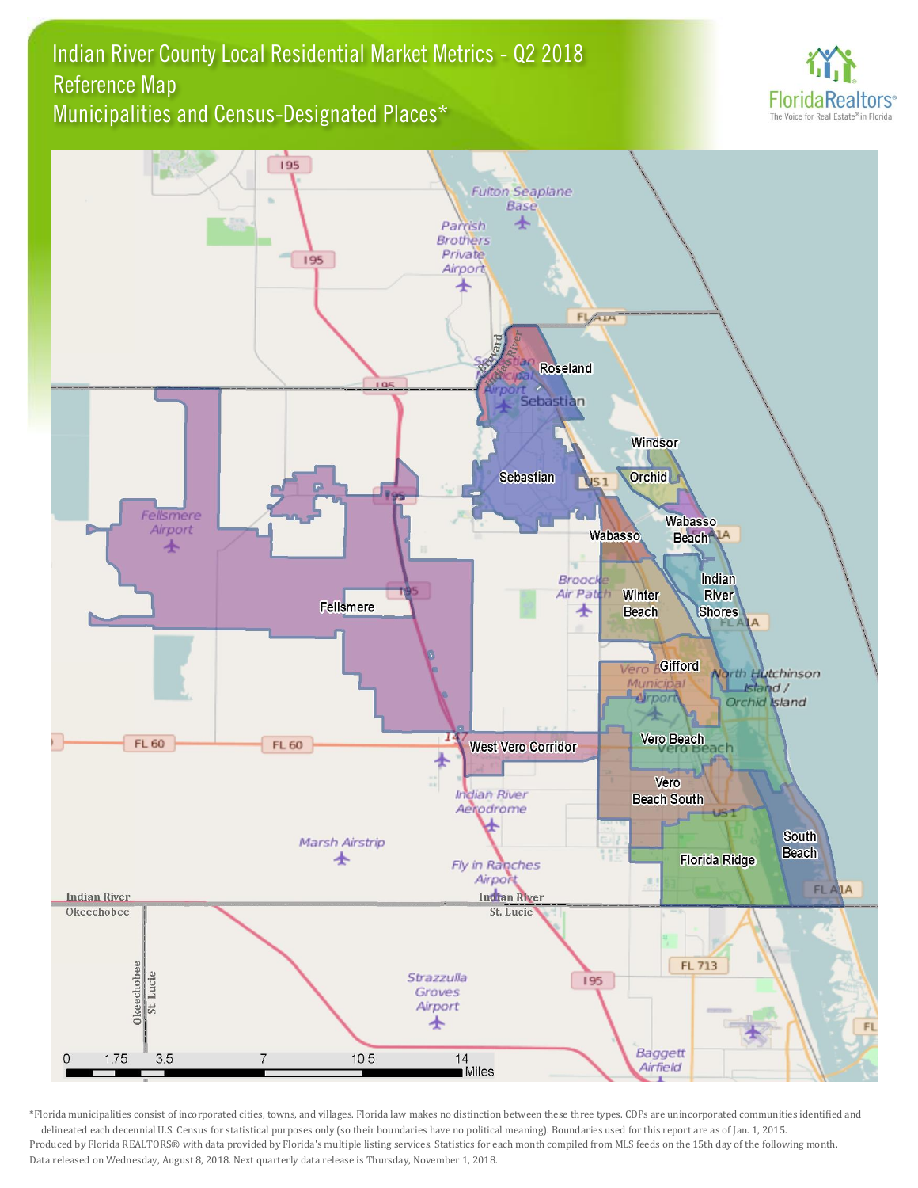# Indian River County Local Residential Market Metrics - Q2 2018
## Reference Map
## Municipalities and Census-Designated Places*

Roseland
Sebastian
Windsor
Orchid
Wabasso Beach
Wabasso
Fellsmere
Indian River Shores
Winter Beach
Gifford
North Hutchinson Island / Orchid Island
West Vero Corridor
Vero Beach
Vero Beach South
South Beach
Florida Ridge

0 1.75 3.5 7 10.5 14 Miles

*Florida municipalities consist of incorporated cities, towns, and villages. Florida law makes no distinction between these three types. CDPs are unincorporated communities identified and delineated each decennial U.S. Census for statistical purposes only (so their boundaries have no political meaning). Boundaries used for this report are as of Jan. 1, 2015.

Produced by Florida REALTORS® with data provided by Florida's multiple listing services. Statistics for each month compiled from MLS feeds on the 15th day of the following month.

Data released on Wednesday, August 8, 2018. Next quarterly data release is Thursday, November 1, 2018.